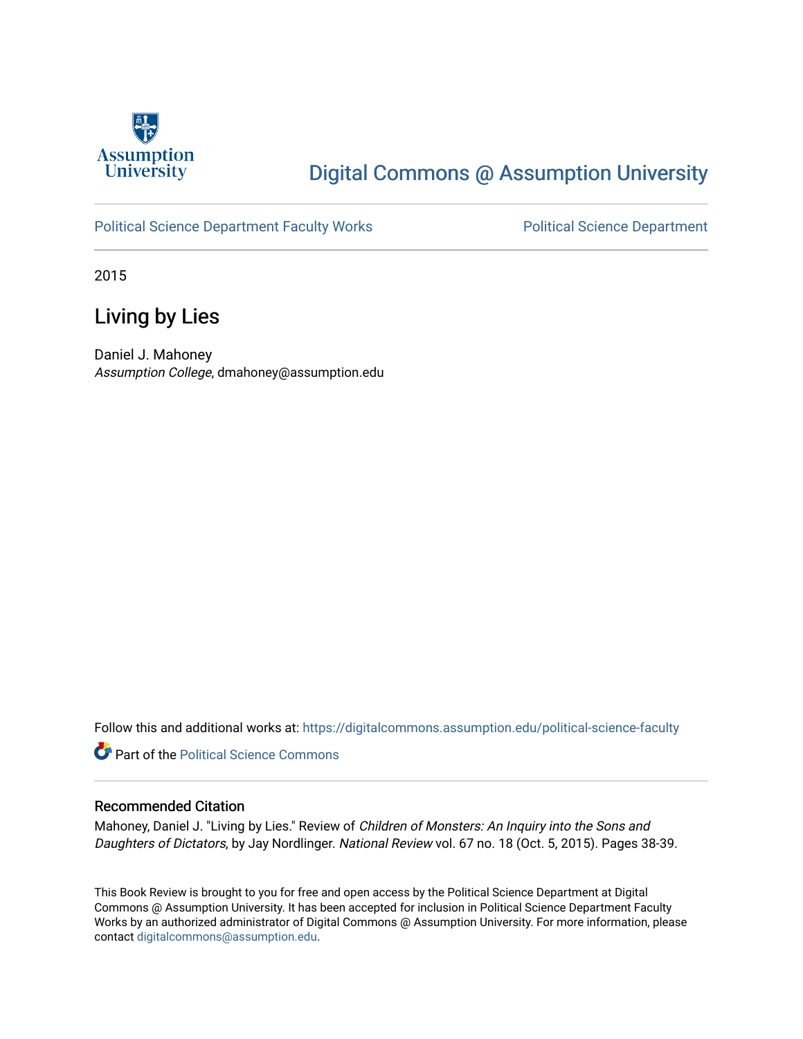Digital Commons @ Assumption University

Political Science Department Faculty Works

Political Science Department

2015

# Living by Lies

Daniel J. Mahoney
*Assumption College*, dmahoney@assumption.edu

Follow this and additional works at: https://digitalcommons.assumption.edu/political-science-faculty

Part of the Political Science Commons

## Recommended Citation

Mahoney, Daniel J. "Living by Lies." Review of *Children of Monsters: An Inquiry into the Sons and Daughters of Dictators*, by Jay Nordlinger. *National Review* vol. 67 no. 18 (Oct. 5, 2015). Pages 38-39.

This Book Review is brought to you for free and open access by the Political Science Department at Digital Commons @ Assumption University. It has been accepted for inclusion in Political Science Department Faculty Works by an authorized administrator of Digital Commons @ Assumption University. For more information, please contact digitalcommons@assumption.edu.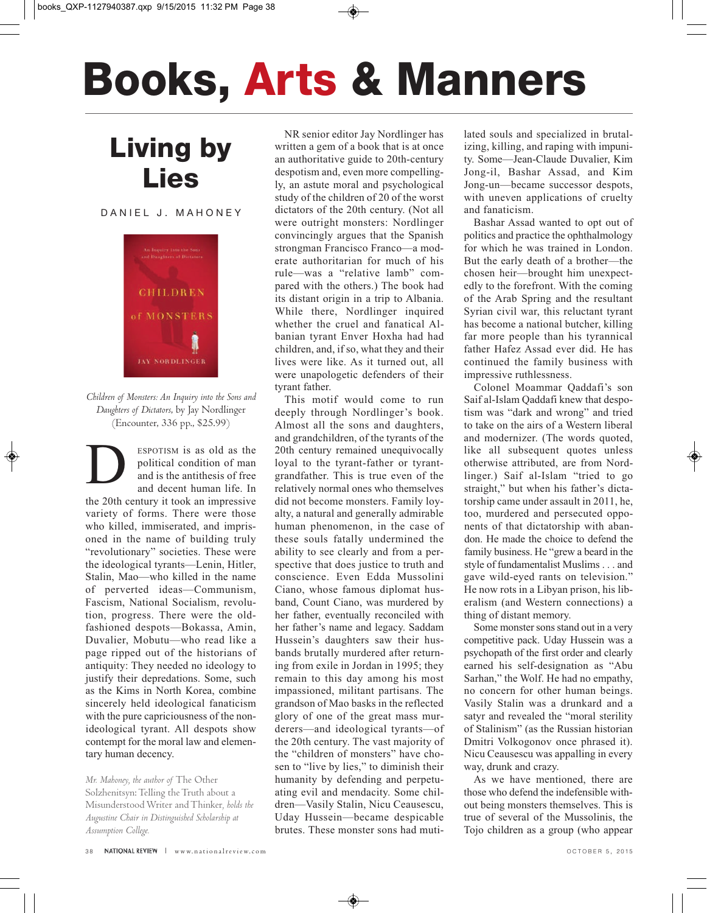# Books, Arts & Manners

## Living by Lies

DANIEL J. MAHONEY

*Children of Monsters: An Inquiry into the Sons and Daughters of Dictators,* by Jay Nordlinger (Encounter, 336 pp., $25.99)

DESPOTISM is as old as the political condition of man and is the antithesis of free and decent human life. In the 20th century it took an impressive variety of forms. There were those who killed, immiserated, and imprisoned in the name of building truly "revolutionary" societies. These were the ideological tyrants—Lenin, Hitler, Stalin, Mao—who killed in the name of perverted ideas—Communism, Fascism, National Socialism, revolution, progress. There were the old-fashioned despots—Bokassa, Amin, Duvalier, Mobutu—who read like a page ripped out of the historians of antiquity: They needed no ideology to justify their depredations. Some, such as the Kims in North Korea, combine sincerely held ideological fanaticism with the pure capriciousness of the non-ideological tyrant. All despots show contempt for the moral law and elementary human decency.

*Mr. Mahoney, the author of* The Other Solzhenitsyn: Telling the Truth about a Misunderstood Writer and Thinker, *holds the Augustine Chair in Distinguished Scholarship at Assumption College.*

NR senior editor Jay Nordlinger has written a gem of a book that is at once an authoritative guide to 20th-century despotism and, even more compellingly, an astute moral and psychological study of the children of 20 of the worst dictators of the 20th century. (Not all were outright monsters: Nordlinger convincingly argues that the Spanish strongman Francisco Franco—a moderate authoritarian for much of his rule—was a "relative lamb" compared with the others.) The book had its distant origin in a trip to Albania. While there, Nordlinger inquired whether the cruel and fanatical Albanian tyrant Enver Hoxha had had children, and, if so, what they and their lives were like. As it turned out, all were unapologetic defenders of their tyrant father.

This motif would come to run deeply through Nordlinger's book. Almost all the sons and daughters, and grandchildren, of the tyrants of the 20th century remained unequivocally loyal to the tyrant-father or tyrant-grandfather. This is true even of the relatively normal ones who themselves did not become monsters. Family loyalty, a natural and generally admirable human phenomenon, in the case of these souls fatally undermined the ability to see clearly and from a perspective that does justice to truth and conscience. Even Edda Mussolini Ciano, whose famous diplomat husband, Count Ciano, was murdered by her father, eventually reconciled with her father's name and legacy. Saddam Hussein's daughters saw their husbands brutally murdered after returning from exile in Jordan in 1995; they remain to this day among his most impassioned, militant partisans. The grandson of Mao basks in the reflected glory of one of the great mass murderers—and ideological tyrants—of the 20th century. The vast majority of the "children of monsters" have chosen to "live by lies," to diminish their humanity by defending and perpetuating evil and mendacity. Some children—Vasily Stalin, Nicu Ceausescu, Uday Hussein—became despicable brutes. These monster sons had mutilated souls and specialized in brutalizing, killing, and raping with impunity. Some—Jean-Claude Duvalier, Kim Jong-il, Bashar Assad, and Kim Jong-un—became successor despots, with uneven applications of cruelty and fanaticism.

Bashar Assad wanted to opt out of politics and practice the ophthalmology for which he was trained in London. But the early death of a brother—the chosen heir—brought him unexpectedly to the forefront. With the coming of the Arab Spring and the resultant Syrian civil war, this reluctant tyrant has become a national butcher, killing far more people than his tyrannical father Hafez Assad ever did. He has continued the family business with impressive ruthlessness.

Colonel Moammar Qaddafi's son Saif al-Islam Qaddafi knew that despotism was "dark and wrong" and tried to take on the airs of a Western liberal and modernizer. (The words quoted, like all subsequent quotes unless otherwise attributed, are from Nordlinger.) Saif al-Islam "tried to go straight," but when his father's dictatorship came under assault in 2011, he, too, murdered and persecuted opponents of that dictatorship with abandon. He made the choice to defend the family business. He "grew a beard in the style of fundamentalist Muslims . . . and gave wild-eyed rants on television." He now rots in a Libyan prison, his liberalism (and Western connections) a thing of distant memory.

Some monster sons stand out in a very competitive pack. Uday Hussein was a psychopath of the first order and clearly earned his self-designation as "Abu Sarhan," the Wolf. He had no empathy, no concern for other human beings. Vasily Stalin was a drunkard and a satyr and revealed the "moral sterility of Stalinism" (as the Russian historian Dmitri Volkogonov once phrased it). Nicu Ceausescu was appalling in every way, drunk and crazy.

As we have mentioned, there are those who defend the indefensible without being monsters themselves. This is true of several of the Mussolinis, the Tojo children as a group (who appear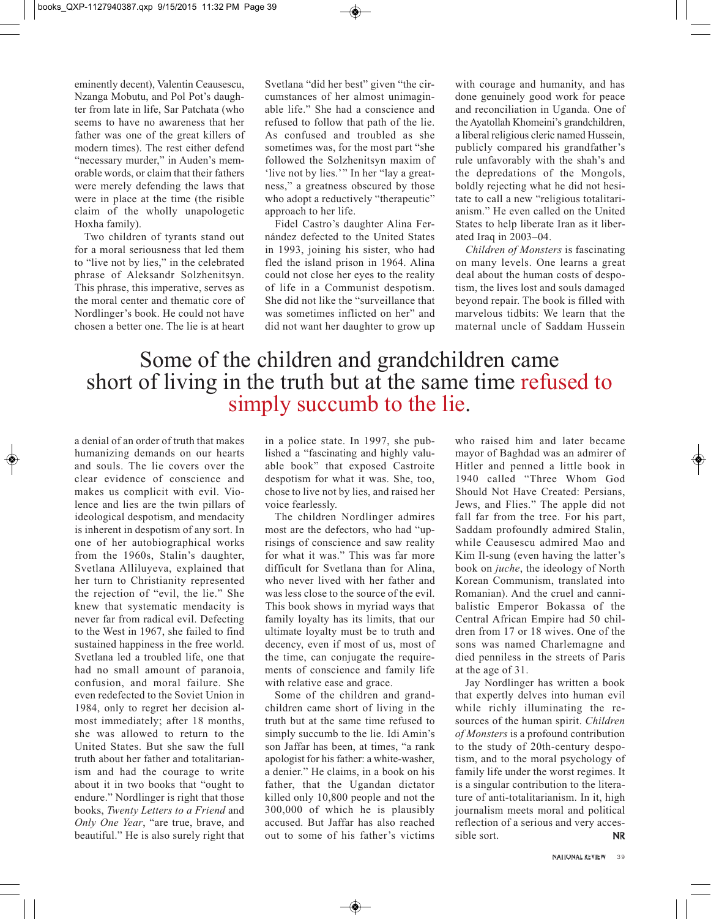eminently decent), Valentin Ceausescu, Nzanga Mobutu, and Pol Pot's daughter from late in life, Sar Patchata (who seems to have no awareness that her father was one of the great killers of modern times). The rest either defend "necessary murder," in Auden's memorable words, or claim that their fathers were merely defending the laws that were in place at the time (the risible claim of the wholly unapologetic Hoxha family).

Two children of tyrants stand out for a moral seriousness that led them to "live not by lies," in the celebrated phrase of Aleksandr Solzhenitsyn. This phrase, this imperative, serves as the moral center and thematic core of Nordlinger's book. He could not have chosen a better one. The lie is at heart a denial of an order of truth that makes humanizing demands on our hearts and souls. The lie covers over the clear evidence of conscience and makes us complicit with evil. Violence and lies are the twin pillars of ideological despotism, and mendacity is inherent in despotism of any sort. In one of her autobiographical works from the 1960s, Stalin's daughter, Svetlana Alliluyeva, explained that her turn to Christianity represented the rejection of "evil, the lie." She knew that systematic mendacity is never far from radical evil. Defecting to the West in 1967, she failed to find sustained happiness in the free world. Svetlana led a troubled life, one that had no small amount of paranoia, confusion, and moral failure. She even redefected to the Soviet Union in 1984, only to regret her decision almost immediately; after 18 months, she was allowed to return to the United States. But she saw the full truth about her father and totalitarianism and had the courage to write about it in two books that "ought to endure." Nordlinger is right that those books, *Twenty Letters to a Friend* and *Only One Year*, "are true, brave, and beautiful." He is also surely right that Svetlana "did her best" given "the circumstances of her almost unimaginable life." She had a conscience and refused to follow that path of the lie. As confused and troubled as she sometimes was, for the most part "she followed the Solzhenitsyn maxim of 'live not by lies.'" In her "lay a greatness," a greatness obscured by those who adopt a reductively "therapeutic" approach to her life.

Fidel Castro's daughter Alina Fernández defected to the United States in 1993, joining his sister, who had fled the island prison in 1964. Alina could not close her eyes to the reality of life in a Communist despotism. She did not like the "surveillance that was sometimes inflicted on her" and did not want her daughter to grow up in a police state. In 1997, she published a "fascinating and highly valuable book" that exposed Castroite despotism for what it was. She, too, chose to live not by lies, and raised her voice fearlessly.

The children Nordlinger admires most are the defectors, who had "uprisings of conscience and saw reality for what it was." This was far more difficult for Svetlana than for Alina, who never lived with her father and was less close to the source of the evil. This book shows in myriad ways that family loyalty has its limits, that our ultimate loyalty must be to truth and decency, even if most of us, most of the time, can conjugate the requirements of conscience and family life with relative ease and grace.

Some of the children and grandchildren came short of living in the truth but at the same time refused to simply succumb to the lie. Idi Amin's son Jaffar has been, at times, "a rank apologist for his father: a white-washer, a denier." He claims, in a book on his father, that the Ugandan dictator killed only 10,800 people and not the 300,000 of which he is plausibly accused. But Jaffar has also reached out to some of his father's victims with courage and humanity, and has done genuinely good work for peace and reconciliation in Uganda. One of the Ayatollah Khomeini's grandchildren, a liberal religious cleric named Hussein, publicly compared his grandfather's rule unfavorably with the shah's and the depredations of the Mongols, boldly rejecting what he did not hesitate to call a new "religious totalitarianism." He even called on the United States to help liberate Iran as it liberated Iraq in 2003–04.

> Some of the children and grandchildren came short of living in the truth but at the same time refused to simply succumb to the lie.

*Children of Monsters* is fascinating on many levels. One learns a great deal about the human costs of despotism, the lives lost and souls damaged beyond repair. The book is filled with marvelous tidbits: We learn that the maternal uncle of Saddam Hussein who raised him and later became mayor of Baghdad was an admirer of Hitler and penned a little book in 1940 called "Three Whom God Should Not Have Created: Persians, Jews, and Flies." The apple did not fall far from the tree. For his part, Saddam profoundly admired Stalin, while Ceausescu admired Mao and Kim Il-sung (even having the latter's book on *juche*, the ideology of North Korean Communism, translated into Romanian). And the cruel and cannibalistic Emperor Bokassa of the Central African Empire had 50 children from 17 or 18 wives. One of the sons was named Charlemagne and died penniless in the streets of Paris at the age of 31.

Jay Nordlinger has written a book that expertly delves into human evil while richly illuminating the resources of the human spirit. *Children of Monsters* is a profound contribution to the study of 20th-century despotism, and to the moral psychology of family life under the worst regimes. It is a singular contribution to the literature of anti-totalitarianism. In it, high journalism meets moral and political reflection of a serious and very accessible sort. **NR**